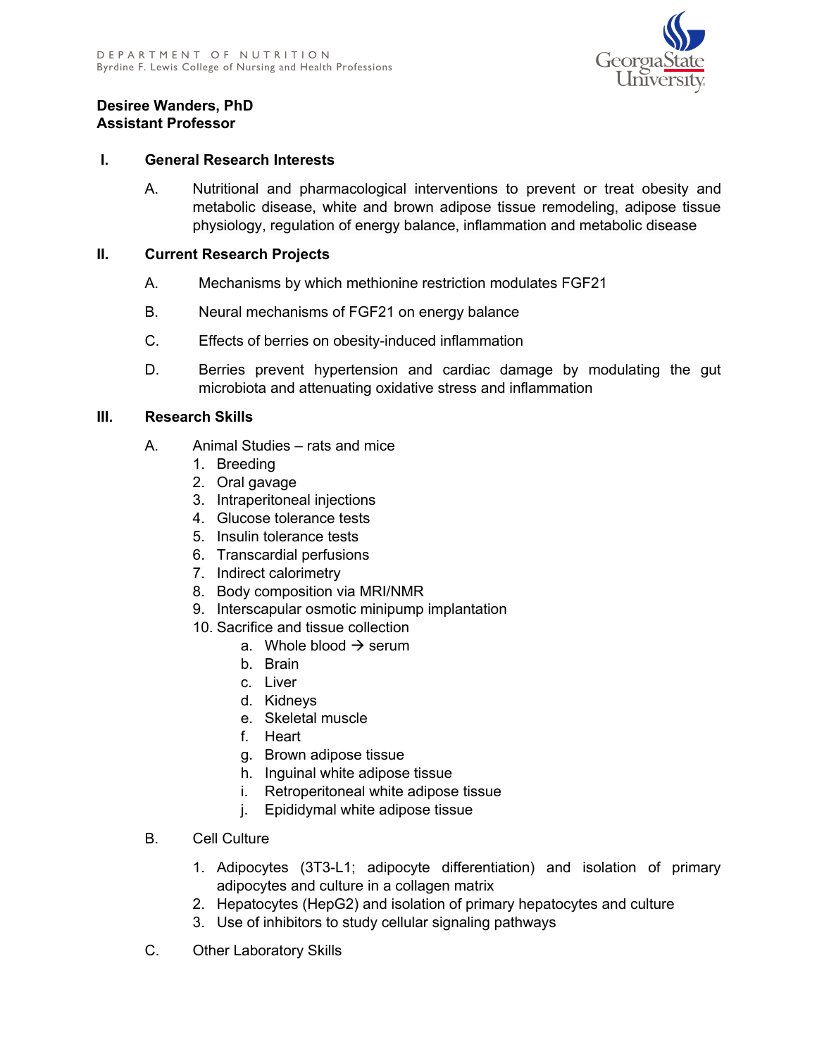DEPARTMENT OF NUTRITION
Byrdine F. Lewis College of Nursing and Health Professions

**Desiree Wanders, PhD**
**Assistant Professor**

## I. General Research Interests

A. Nutritional and pharmacological interventions to prevent or treat obesity and metabolic disease, white and brown adipose tissue remodeling, adipose tissue physiology, regulation of energy balance, inflammation and metabolic disease

## II. Current Research Projects

A. Mechanisms by which methionine restriction modulates FGF21

B. Neural mechanisms of FGF21 on energy balance

C. Effects of berries on obesity-induced inflammation

D. Berries prevent hypertension and cardiac damage by modulating the gut microbiota and attenuating oxidative stress and inflammation

## III. Research Skills

A. Animal Studies – rats and mice
1. Breeding
2. Oral gavage
3. Intraperitoneal injections
4. Glucose tolerance tests
5. Insulin tolerance tests
6. Transcardial perfusions
7. Indirect calorimetry
8. Body composition via MRI/NMR
9. Interscapular osmotic minipump implantation
10. Sacrifice and tissue collection
    a. Whole blood → serum
    b. Brain
    c. Liver
    d. Kidneys
    e. Skeletal muscle
    f. Heart
    g. Brown adipose tissue
    h. Inguinal white adipose tissue
    i. Retroperitoneal white adipose tissue
    j. Epididymal white adipose tissue

B. Cell Culture
1. Adipocytes (3T3-L1; adipocyte differentiation) and isolation of primary adipocytes and culture in a collagen matrix
2. Hepatocytes (HepG2) and isolation of primary hepatocytes and culture
3. Use of inhibitors to study cellular signaling pathways

C. Other Laboratory Skills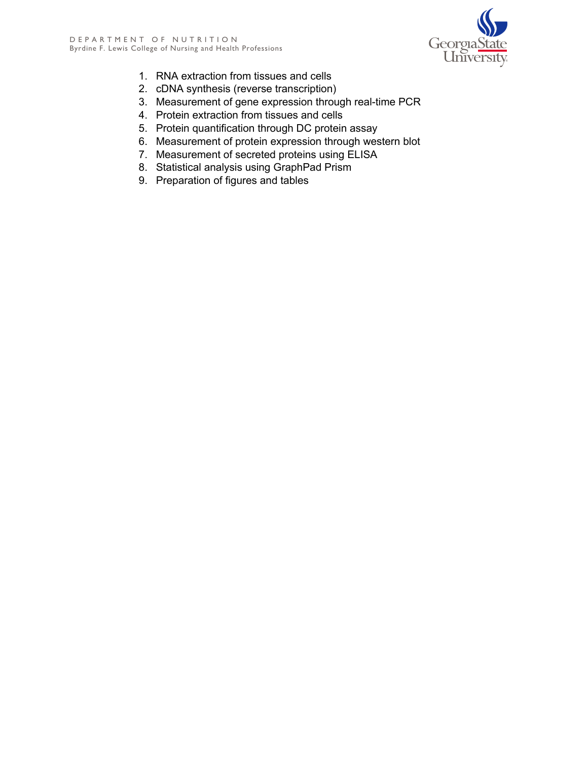1. RNA extraction from tissues and cells
2. cDNA synthesis (reverse transcription)
3. Measurement of gene expression through real-time PCR
4. Protein extraction from tissues and cells
5. Protein quantification through DC protein assay
6. Measurement of protein expression through western blot
7. Measurement of secreted proteins using ELISA
8. Statistical analysis using GraphPad Prism
9. Preparation of figures and tables